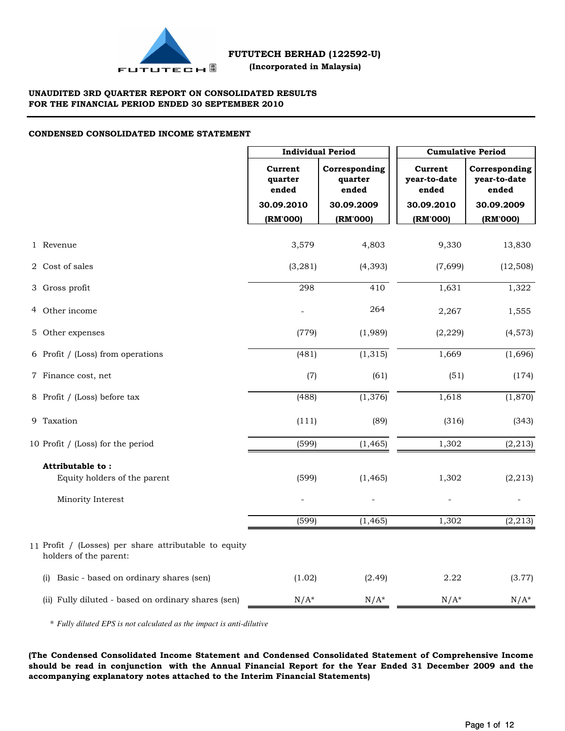**FUTUTECH BERHAD (122592-U)**

**(Incorporated in Malaysia)**

**UNAUDITED 3RD QUARTER REPORT ON CONSOLIDATED RESULTS**
**FOR THE FINANCIAL PERIOD ENDED 30 SEPTEMBER 2010**

**CONDENSED CONSOLIDATED INCOME STATEMENT**

| | | Individual Period | | Cumulative Period | |
|---|---|---|---|---|---|
| | | Current quarter ended 30.09.2010 (RM'000) | Corresponding quarter ended 30.09.2009 (RM'000) | Current year-to-date ended 30.09.2010 (RM'000) | Corresponding year-to-date ended 30.09.2009 (RM'000) |
| 1 | Revenue | 3,579 | 4,803 | 9,330 | 13,830 |
| 2 | Cost of sales | (3,281) | (4,393) | (7,699) | (12,508) |
| 3 | Gross profit | 298 | 410 | 1,631 | 1,322 |
| 4 | Other income | - | 264 | 2,267 | 1,555 |
| 5 | Other expenses | (779) | (1,989) | (2,229) | (4,573) |
| 6 | Profit / (Loss) from operations | (481) | (1,315) | 1,669 | (1,696) |
| 7 | Finance cost, net | (7) | (61) | (51) | (174) |
| 8 | Profit / (Loss) before tax | (488) | (1,376) | 1,618 | (1,870) |
| 9 | Taxation | (111) | (89) | (316) | (343) |
| 10 | Profit / (Loss) for the period | (599) | (1,465) | 1,302 | (2,213) |
| | **Attributable to :** | | | | |
| | Equity holders of the parent | (599) | (1,465) | 1,302 | (2,213) |
| | Minority Interest | - | - | - | - |
| | | (599) | (1,465) | 1,302 | (2,213) |
| 11 | Profit / (Losses) per share attributable to equity holders of the parent: | | | | |
| | (i) Basic - based on ordinary shares (sen) | (1.02) | (2.49) | 2.22 | (3.77) |
| | (ii) Fully diluted - based on ordinary shares (sen) | N/A* | N/A* | N/A* | N/A* |

\* *Fully diluted EPS is not calculated as the impact is anti-dilutive*

**(The Condensed Consolidated Income Statement and Condensed Consolidated Statement of Comprehensive Income should be read in conjunction with the Annual Financial Report for the Year Ended 31 December 2009 and the accompanying explanatory notes attached to the Interim Financial Statements)**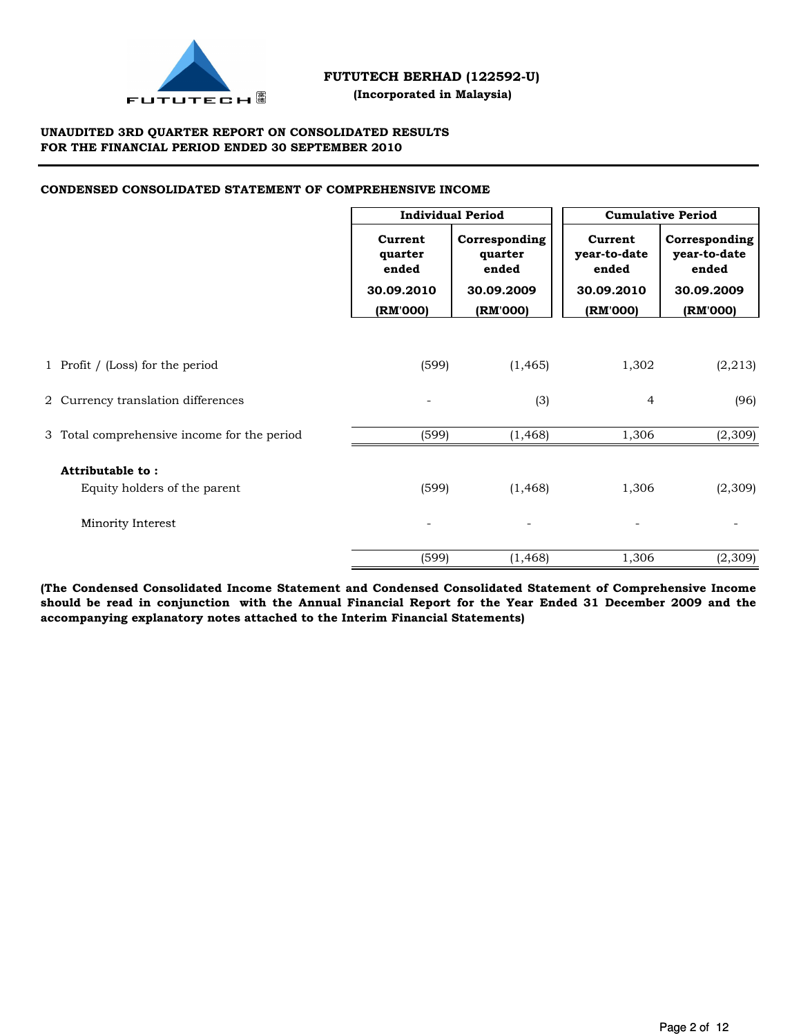**FUTUTECH BERHAD (122592-U)**
**(Incorporated in Malaysia)**

**UNAUDITED 3RD QUARTER REPORT ON CONSOLIDATED RESULTS**
**FOR THE FINANCIAL PERIOD ENDED 30 SEPTEMBER 2010**

**CONDENSED CONSOLIDATED STATEMENT OF COMPREHENSIVE INCOME**

| | Individual Period | | Cumulative Period | |
|---|---|---|---|---|
| | Current quarter ended 30.09.2010 (RM'000) | Corresponding quarter ended 30.09.2009 (RM'000) | Current year-to-date ended 30.09.2010 (RM'000) | Corresponding year-to-date ended 30.09.2009 (RM'000) |
| 1 Profit / (Loss) for the period | (599) | (1,465) | 1,302 | (2,213) |
| 2 Currency translation differences | - | (3) | 4 | (96) |
| 3 Total comprehensive income for the period | (599) | (1,468) | 1,306 | (2,309) |
| **Attributable to :** | | | | |
| Equity holders of the parent | (599) | (1,468) | 1,306 | (2,309) |
| Minority Interest | - | - | - | - |
| | (599) | (1,468) | 1,306 | (2,309) |

**(The Condensed Consolidated Income Statement and Condensed Consolidated Statement of Comprehensive Income should be read in conjunction with the Annual Financial Report for the Year Ended 31 December 2009 and the accompanying explanatory notes attached to the Interim Financial Statements)**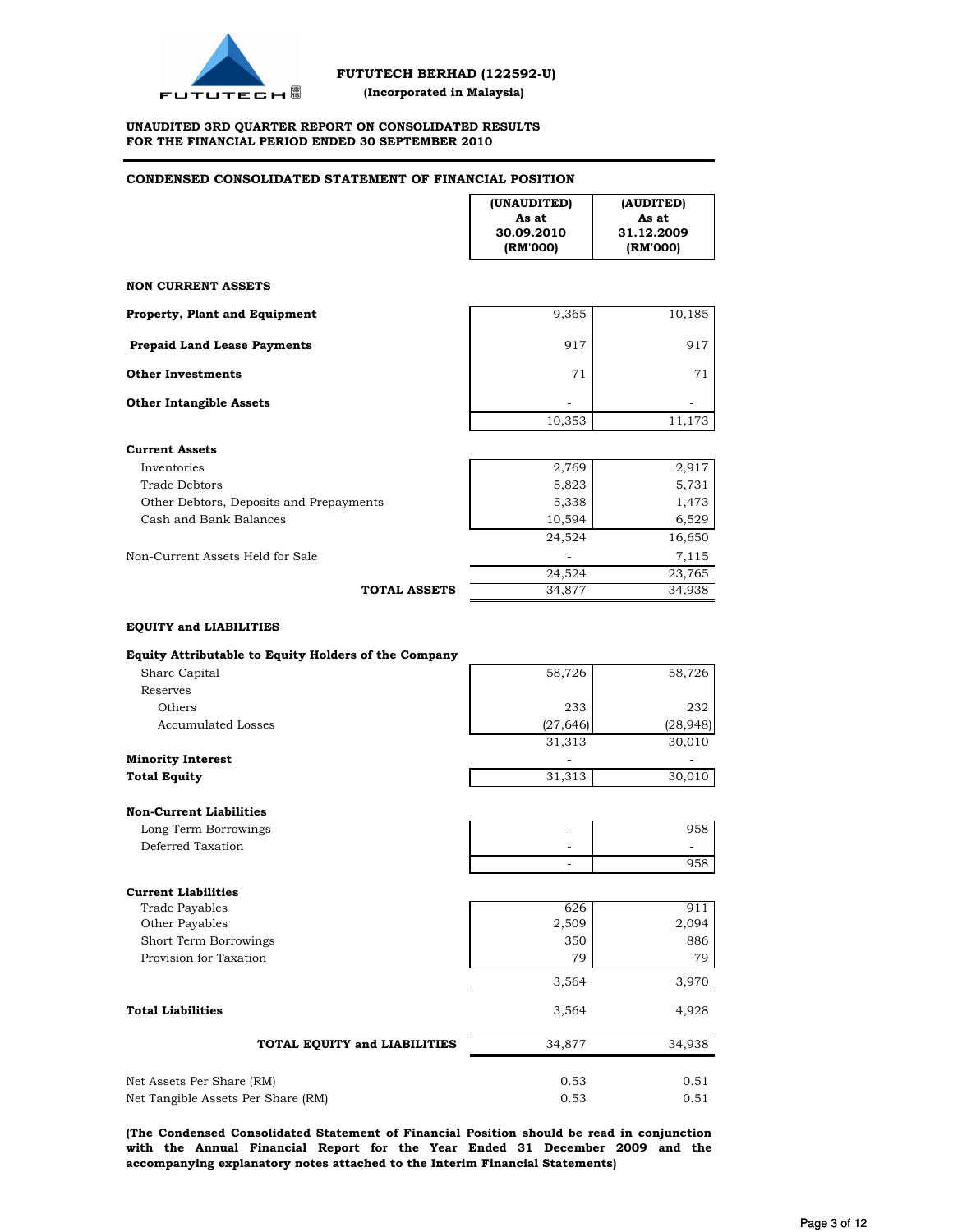**FUTUTECH BERHAD (122592-U)**

**(Incorporated in Malaysia)**

**UNAUDITED 3RD QUARTER REPORT ON CONSOLIDATED RESULTS**
**FOR THE FINANCIAL PERIOD ENDED 30 SEPTEMBER 2010**

## CONDENSED CONSOLIDATED STATEMENT OF FINANCIAL POSITION

| | (UNAUDITED) As at 30.09.2010 (RM'000) | (AUDITED) As at 31.12.2009 (RM'000) |
|---|---|---|
| **NON CURRENT ASSETS** | | |
| **Property, Plant and Equipment** | 9,365 | 10,185 |
| **Prepaid Land Lease Payments** | 917 | 917 |
| **Other Investments** | 71 | 71 |
| **Other Intangible Assets** | - | - |
| | 10,353 | 11,173 |
| **Current Assets** | | |
| Inventories | 2,769 | 2,917 |
| Trade Debtors | 5,823 | 5,731 |
| Other Debtors, Deposits and Prepayments | 5,338 | 1,473 |
| Cash and Bank Balances | 10,594 | 6,529 |
| | 24,524 | 16,650 |
| Non-Current Assets Held for Sale | - | 7,115 |
| | 24,524 | 23,765 |
| **TOTAL ASSETS** | 34,877 | 34,938 |
| **EQUITY and LIABILITIES** | | |
| **Equity Attributable to Equity Holders of the Company** | | |
| Share Capital | 58,726 | 58,726 |
| Reserves | | |
| Others | 233 | 232 |
| Accumulated Losses | (27,646) | (28,948) |
| | 31,313 | 30,010 |
| **Minority Interest** | - | - |
| **Total Equity** | 31,313 | 30,010 |
| **Non-Current Liabilities** | | |
| Long Term Borrowings | - | 958 |
| Deferred Taxation | - | - |
| | - | 958 |
| **Current Liabilities** | | |
| Trade Payables | 626 | 911 |
| Other Payables | 2,509 | 2,094 |
| Short Term Borrowings | 350 | 886 |
| Provision for Taxation | 79 | 79 |
| | 3,564 | 3,970 |
| **Total Liabilities** | 3,564 | 4,928 |
| **TOTAL EQUITY and LIABILITIES** | 34,877 | 34,938 |
| Net Assets Per Share (RM) | 0.53 | 0.51 |
| Net Tangible Assets Per Share (RM) | 0.53 | 0.51 |

**(The Condensed Consolidated Statement of Financial Position should be read in conjunction with the Annual Financial Report for the Year Ended 31 December 2009 and the accompanying explanatory notes attached to the Interim Financial Statements)**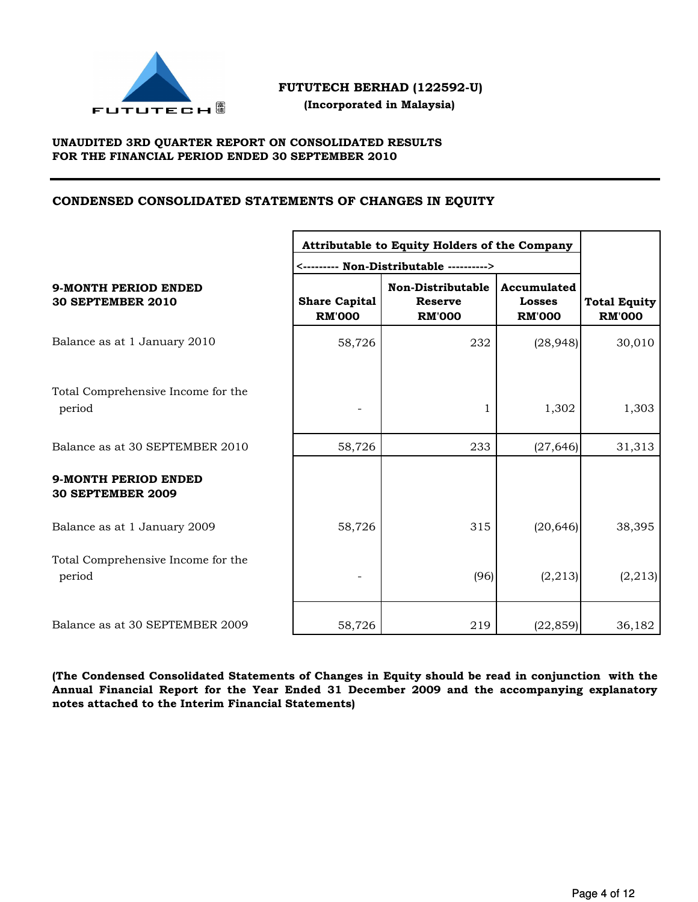**FUTUTECH BERHAD (122592-U)**
**(Incorporated in Malaysia)**

**UNAUDITED 3RD QUARTER REPORT ON CONSOLIDATED RESULTS**
**FOR THE FINANCIAL PERIOD ENDED 30 SEPTEMBER 2010**

## CONDENSED CONSOLIDATED STATEMENTS OF CHANGES IN EQUITY

| | Attributable to Equity Holders of the Company | | | |
|---|---|---|---|---|
| | <--------- Non-Distributable ----------> | | | |
| **9-MONTH PERIOD ENDED 30 SEPTEMBER 2010** | **Share Capital RM'000** | **Non-Distributable Reserve RM'000** | **Accumulated Losses RM'000** | **Total Equity RM'000** |
| Balance as at 1 January 2010 | 58,726 | 232 | (28,948) | 30,010 |
| Total Comprehensive Income for the period | - | 1 | 1,302 | 1,303 |
| Balance as at 30 SEPTEMBER 2010 | 58,726 | 233 | (27,646) | 31,313 |
| **9-MONTH PERIOD ENDED 30 SEPTEMBER 2009** | | | | |
| Balance as at 1 January 2009 | 58,726 | 315 | (20,646) | 38,395 |
| Total Comprehensive Income for the period | - | (96) | (2,213) | (2,213) |
| Balance as at 30 SEPTEMBER 2009 | 58,726 | 219 | (22,859) | 36,182 |

**(The Condensed Consolidated Statements of Changes in Equity should be read in conjunction with the Annual Financial Report for the Year Ended 31 December 2009 and the accompanying explanatory notes attached to the Interim Financial Statements)**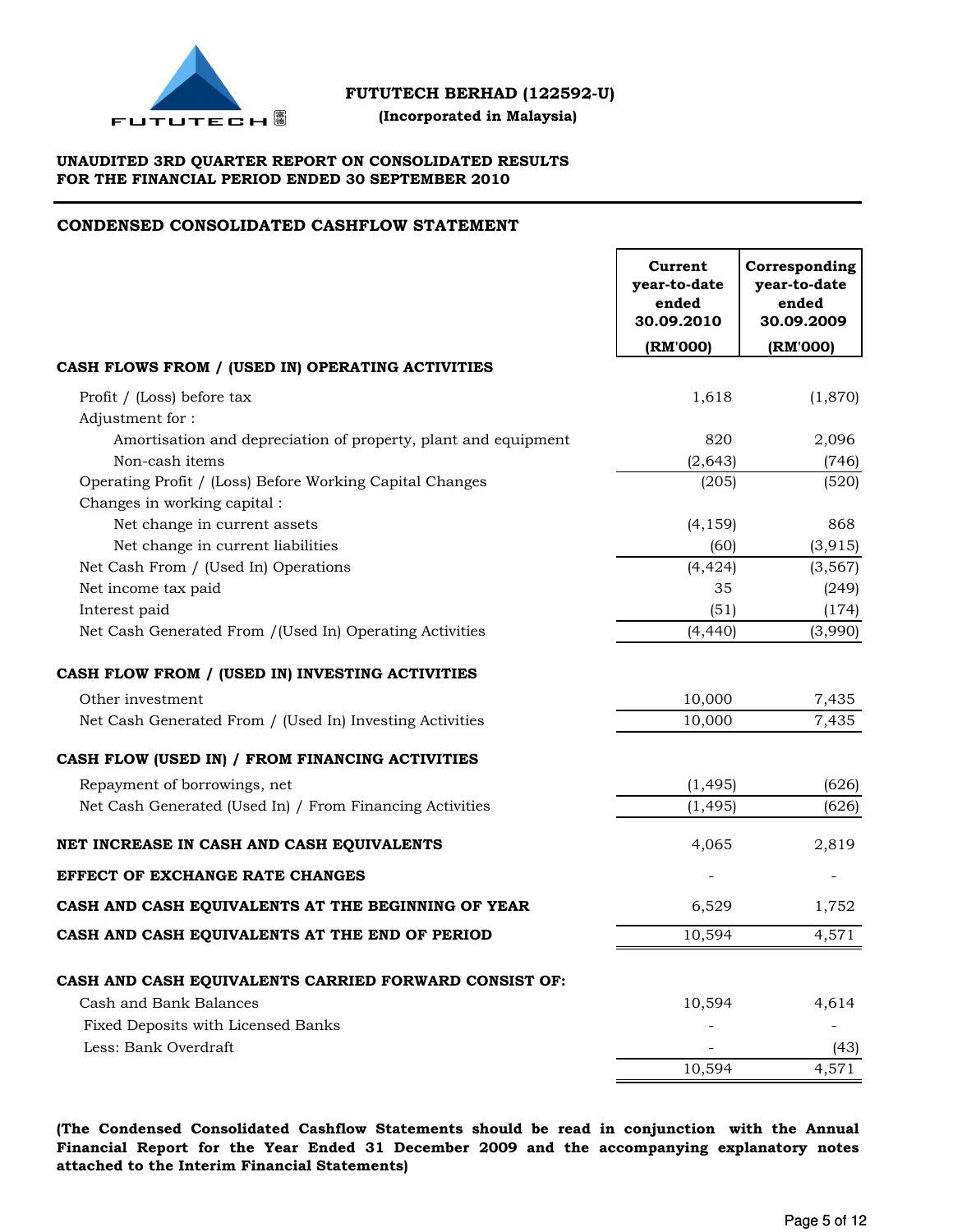**FUTUTECH BERHAD (122592-U)**
**(Incorporated in Malaysia)**

**UNAUDITED 3RD QUARTER REPORT ON CONSOLIDATED RESULTS**
**FOR THE FINANCIAL PERIOD ENDED 30 SEPTEMBER 2010**

## CONDENSED CONSOLIDATED CASHFLOW STATEMENT

| | Current year-to-date ended 30.09.2010 (RM'000) | Corresponding year-to-date ended 30.09.2009 (RM'000) |
|---|---|---|
| **CASH FLOWS FROM / (USED IN) OPERATING ACTIVITIES** | | |
| Profit / (Loss) before tax | 1,618 | (1,870) |
| Adjustment for : | | |
| Amortisation and depreciation of property, plant and equipment | 820 | 2,096 |
| Non-cash items | (2,643) | (746) |
| Operating Profit / (Loss) Before Working Capital Changes | (205) | (520) |
| Changes in working capital : | | |
| Net change in current assets | (4,159) | 868 |
| Net change in current liabilities | (60) | (3,915) |
| Net Cash From / (Used In) Operations | (4,424) | (3,567) |
| Net income tax paid | 35 | (249) |
| Interest paid | (51) | (174) |
| Net Cash Generated From /(Used In) Operating Activities | (4,440) | (3,990) |
| **CASH FLOW FROM / (USED IN) INVESTING ACTIVITIES** | | |
| Other investment | 10,000 | 7,435 |
| Net Cash Generated From / (Used In) Investing Activities | 10,000 | 7,435 |
| **CASH FLOW (USED IN) / FROM FINANCING ACTIVITIES** | | |
| Repayment of borrowings, net | (1,495) | (626) |
| Net Cash Generated (Used In) / From Financing Activities | (1,495) | (626) |
| **NET INCREASE IN CASH AND CASH EQUIVALENTS** | 4,065 | 2,819 |
| **EFFECT OF EXCHANGE RATE CHANGES** | - | - |
| **CASH AND CASH EQUIVALENTS AT THE BEGINNING OF YEAR** | 6,529 | 1,752 |
| **CASH AND CASH EQUIVALENTS AT THE END OF PERIOD** | 10,594 | 4,571 |
| **CASH AND CASH EQUIVALENTS CARRIED FORWARD CONSIST OF:** | | |
| Cash and Bank Balances | 10,594 | 4,614 |
| Fixed Deposits with Licensed Banks | - | - |
| Less: Bank Overdraft | - | (43) |
| | 10,594 | 4,571 |

**(The Condensed Consolidated Cashflow Statements should be read in conjunction with the Annual Financial Report for the Year Ended 31 December 2009 and the accompanying explanatory notes attached to the Interim Financial Statements)**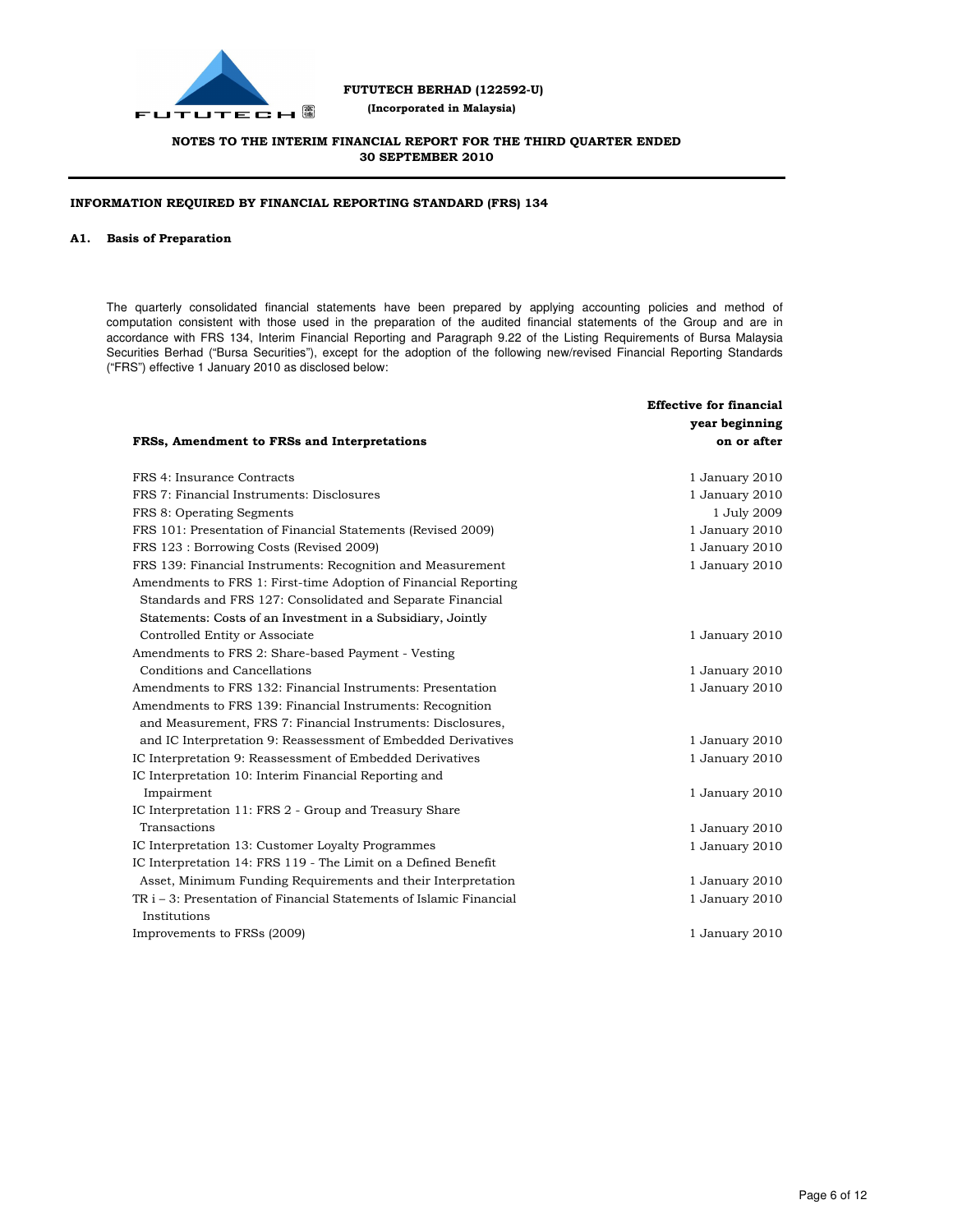**FUTUTECH BERHAD (122592-U)**
**(Incorporated in Malaysia)**

**NOTES TO THE INTERIM FINANCIAL REPORT FOR THE THIRD QUARTER ENDED 30 SEPTEMBER 2010**

**INFORMATION REQUIRED BY FINANCIAL REPORTING STANDARD (FRS) 134**

## A1. Basis of Preparation

The quarterly consolidated financial statements have been prepared by applying accounting policies and method of computation consistent with those used in the preparation of the audited financial statements of the Group and are in accordance with FRS 134, Interim Financial Reporting and Paragraph 9.22 of the Listing Requirements of Bursa Malaysia Securities Berhad ("Bursa Securities"), except for the adoption of the following new/revised Financial Reporting Standards ("FRS") effective 1 January 2010 as disclosed below:

| FRSs, Amendment to FRSs and Interpretations | Effective for financial year beginning on or after |
|---|---|
| FRS 4: Insurance Contracts | 1 January 2010 |
| FRS 7: Financial Instruments: Disclosures | 1 January 2010 |
| FRS 8: Operating Segments | 1 July 2009 |
| FRS 101: Presentation of Financial Statements (Revised 2009) | 1 January 2010 |
| FRS 123 : Borrowing Costs (Revised 2009) | 1 January 2010 |
| FRS 139: Financial Instruments: Recognition and Measurement | 1 January 2010 |
| Amendments to FRS 1: First-time Adoption of Financial Reporting Standards and FRS 127: Consolidated and Separate Financial Statements: Costs of an Investment in a Subsidiary, Jointly Controlled Entity or Associate | 1 January 2010 |
| Amendments to FRS 2: Share-based Payment - Vesting Conditions and Cancellations | 1 January 2010 |
| Amendments to FRS 132: Financial Instruments: Presentation | 1 January 2010 |
| Amendments to FRS 139: Financial Instruments: Recognition and Measurement, FRS 7: Financial Instruments: Disclosures, and IC Interpretation 9: Reassessment of Embedded Derivatives | 1 January 2010 |
| IC Interpretation 9: Reassessment of Embedded Derivatives | 1 January 2010 |
| IC Interpretation 10: Interim Financial Reporting and Impairment | 1 January 2010 |
| IC Interpretation 11: FRS 2 - Group and Treasury Share Transactions | 1 January 2010 |
| IC Interpretation 13: Customer Loyalty Programmes | 1 January 2010 |
| IC Interpretation 14: FRS 119 - The Limit on a Defined Benefit Asset, Minimum Funding Requirements and their Interpretation | 1 January 2010 |
| TR i – 3: Presentation of Financial Statements of Islamic Financial Institutions | 1 January 2010 |
| Improvements to FRSs (2009) | 1 January 2010 |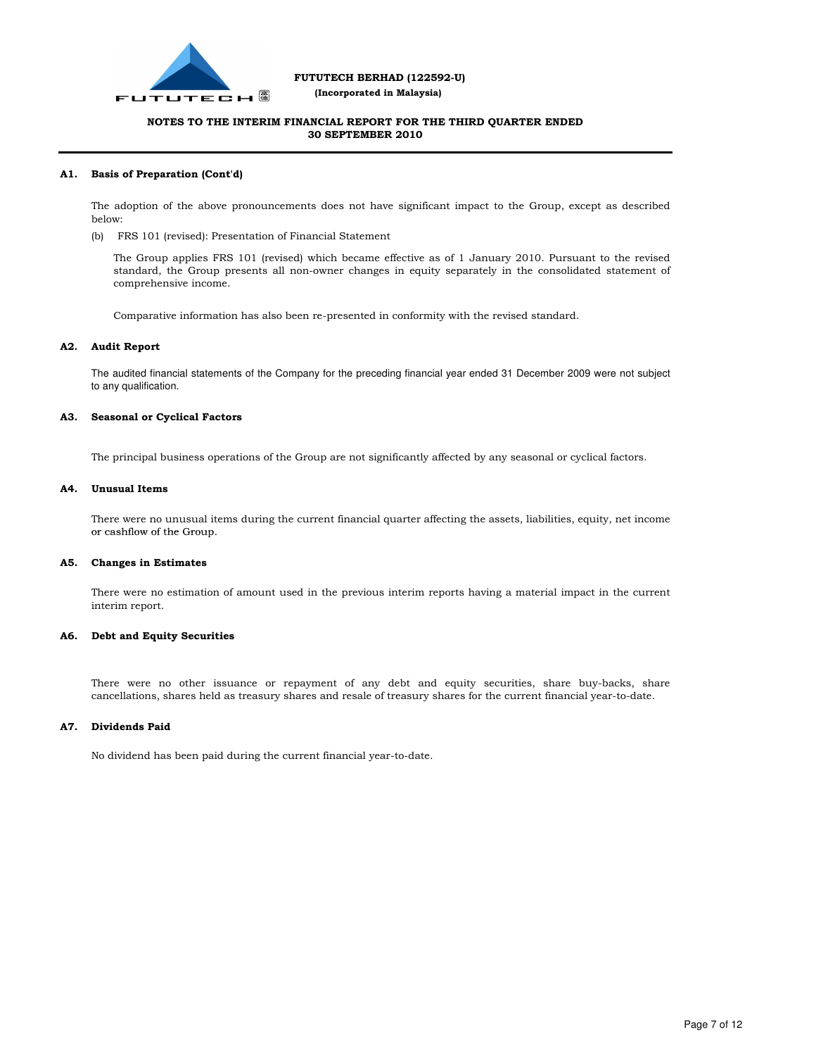**FUTUTECH BERHAD (122592-U)**
**(Incorporated in Malaysia)**

**NOTES TO THE INTERIM FINANCIAL REPORT FOR THE THIRD QUARTER ENDED 30 SEPTEMBER 2010**

## A1. Basis of Preparation (Cont'd)

The adoption of the above pronouncements does not have significant impact to the Group, except as described below:

(b) FRS 101 (revised): Presentation of Financial Statement

The Group applies FRS 101 (revised) which became effective as of 1 January 2010. Pursuant to the revised standard, the Group presents all non-owner changes in equity separately in the consolidated statement of comprehensive income.

Comparative information has also been re-presented in conformity with the revised standard.

## A2. Audit Report

The audited financial statements of the Company for the preceding financial year ended 31 December 2009 were not subject to any qualification.

## A3. Seasonal or Cyclical Factors

The principal business operations of the Group are not significantly affected by any seasonal or cyclical factors.

## A4. Unusual Items

There were no unusual items during the current financial quarter affecting the assets, liabilities, equity, net income or cashflow of the Group.

## A5. Changes in Estimates

There were no estimation of amount used in the previous interim reports having a material impact in the current interim report.

## A6. Debt and Equity Securities

There were no other issuance or repayment of any debt and equity securities, share buy-backs, share cancellations, shares held as treasury shares and resale of treasury shares for the current financial year-to-date.

## A7. Dividends Paid

No dividend has been paid during the current financial year-to-date.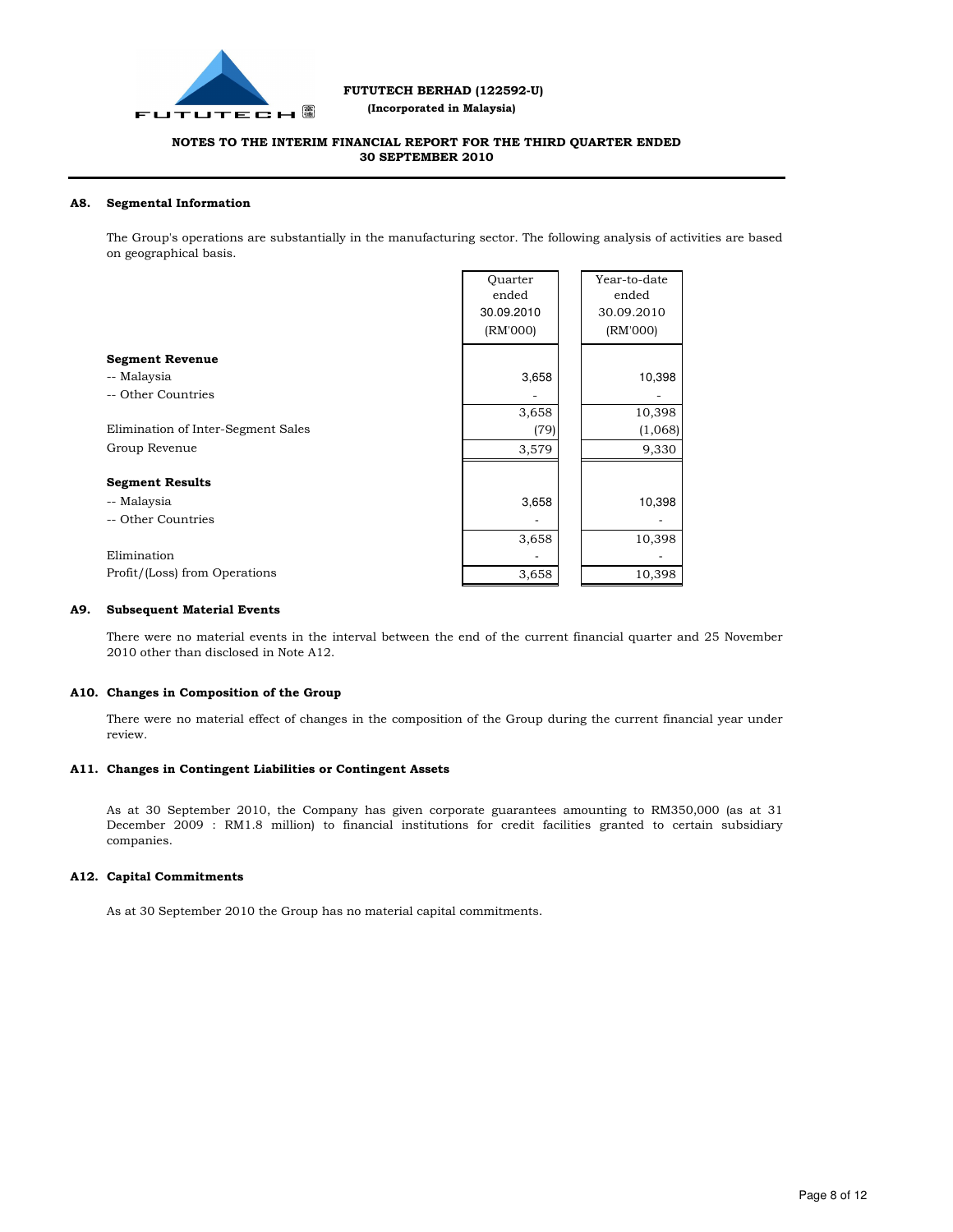**FUTUTECH BERHAD (122592-U)**

**(Incorporated in Malaysia)**

**NOTES TO THE INTERIM FINANCIAL REPORT FOR THE THIRD QUARTER ENDED 30 SEPTEMBER 2010**

## A8. Segmental Information

The Group's operations are substantially in the manufacturing sector. The following analysis of activities are based on geographical basis.

| | Quarter ended 30.09.2010 (RM'000) | Year-to-date ended 30.09.2010 (RM'000) |
|---|---|---|
| **Segment Revenue** | | |
| -- Malaysia | 3,658 | 10,398 |
| -- Other Countries | - | - |
| | 3,658 | 10,398 |
| Elimination of Inter-Segment Sales | (79) | (1,068) |
| Group Revenue | 3,579 | 9,330 |
| **Segment Results** | | |
| -- Malaysia | 3,658 | 10,398 |
| -- Other Countries | - | - |
| | 3,658 | 10,398 |
| Elimination | - | - |
| Profit/(Loss) from Operations | 3,658 | 10,398 |

## A9. Subsequent Material Events

There were no material events in the interval between the end of the current financial quarter and 25 November 2010 other than disclosed in Note A12.

## A10. Changes in Composition of the Group

There were no material effect of changes in the composition of the Group during the current financial year under review.

## A11. Changes in Contingent Liabilities or Contingent Assets

As at 30 September 2010, the Company has given corporate guarantees amounting to RM350,000 (as at 31 December 2009 : RM1.8 million) to financial institutions for credit facilities granted to certain subsidiary companies.

## A12. Capital Commitments

As at 30 September 2010 the Group has no material capital commitments.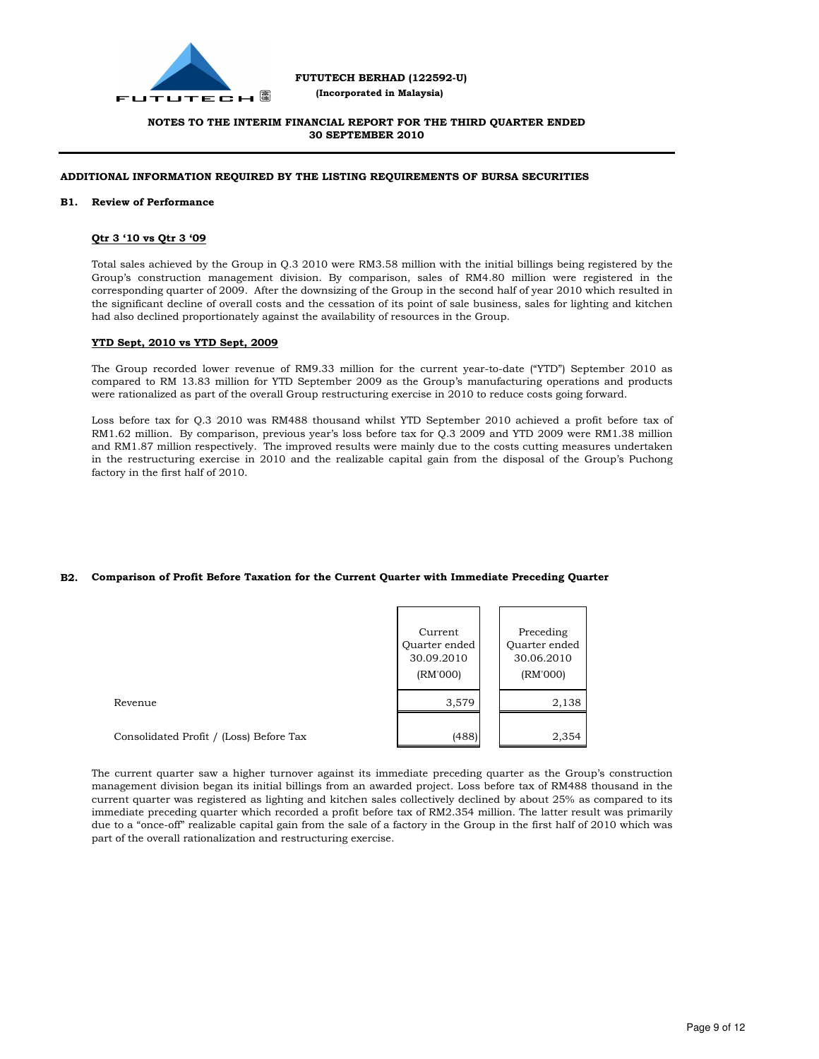**FUTUTECH BERHAD (122592-U)**
**(Incorporated in Malaysia)**

**NOTES TO THE INTERIM FINANCIAL REPORT FOR THE THIRD QUARTER ENDED 30 SEPTEMBER 2010**

## ADDITIONAL INFORMATION REQUIRED BY THE LISTING REQUIREMENTS OF BURSA SECURITIES

### B1. Review of Performance

**Qtr 3 '10 vs Qtr 3 '09**

Total sales achieved by the Group in Q.3 2010 were RM3.58 million with the initial billings being registered by the Group's construction management division. By comparison, sales of RM4.80 million were registered in the corresponding quarter of 2009. After the downsizing of the Group in the second half of year 2010 which resulted in the significant decline of overall costs and the cessation of its point of sale business, sales for lighting and kitchen had also declined proportionately against the availability of resources in the Group.

**YTD Sept, 2010 vs YTD Sept, 2009**

The Group recorded lower revenue of RM9.33 million for the current year-to-date ("YTD") September 2010 as compared to RM 13.83 million for YTD September 2009 as the Group's manufacturing operations and products were rationalized as part of the overall Group restructuring exercise in 2010 to reduce costs going forward.

Loss before tax for Q.3 2010 was RM488 thousand whilst YTD September 2010 achieved a profit before tax of RM1.62 million. By comparison, previous year's loss before tax for Q.3 2009 and YTD 2009 were RM1.38 million and RM1.87 million respectively. The improved results were mainly due to the costs cutting measures undertaken in the restructuring exercise in 2010 and the realizable capital gain from the disposal of the Group's Puchong factory in the first half of 2010.

### B2. Comparison of Profit Before Taxation for the Current Quarter with Immediate Preceding Quarter

| | Current Quarter ended 30.09.2010 (RM'000) | Preceding Quarter ended 30.06.2010 (RM'000) |
|---|---|---|
| Revenue | 3,579 | 2,138 |
| Consolidated Profit / (Loss) Before Tax | (488) | 2,354 |

The current quarter saw a higher turnover against its immediate preceding quarter as the Group's construction management division began its initial billings from an awarded project. Loss before tax of RM488 thousand in the current quarter was registered as lighting and kitchen sales collectively declined by about 25% as compared to its immediate preceding quarter which recorded a profit before tax of RM2.354 million. The latter result was primarily due to a "once-off" realizable capital gain from the sale of a factory in the Group in the first half of 2010 which was part of the overall rationalization and restructuring exercise.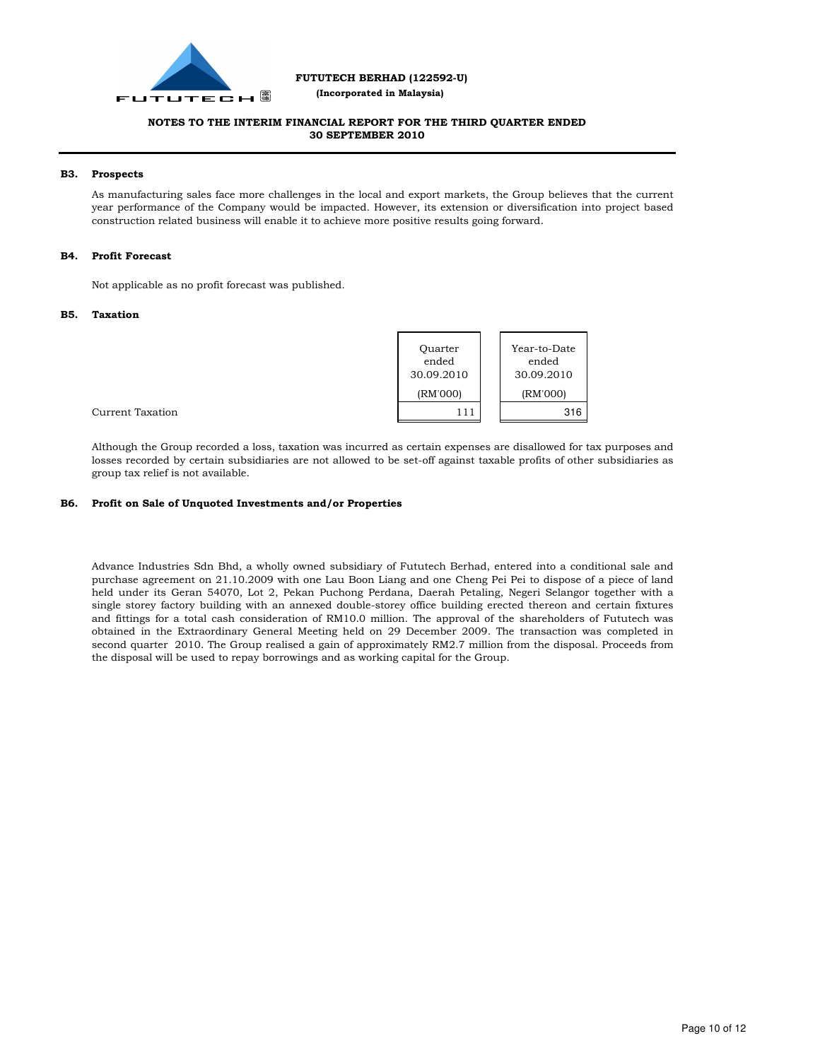**FUTUTECH BERHAD (122592-U)**
**(Incorporated in Malaysia)**

**NOTES TO THE INTERIM FINANCIAL REPORT FOR THE THIRD QUARTER ENDED 30 SEPTEMBER 2010**

## B3. Prospects

As manufacturing sales face more challenges in the local and export markets, the Group believes that the current year performance of the Company would be impacted. However, its extension or diversification into project based construction related business will enable it to achieve more positive results going forward.

## B4. Profit Forecast

Not applicable as no profit forecast was published.

## B5. Taxation

| | Quarter ended 30.09.2010 (RM'000) | Year-to-Date ended 30.09.2010 (RM'000) |
|---|---|---|
| Current Taxation | 111 | 316 |

Although the Group recorded a loss, taxation was incurred as certain expenses are disallowed for tax purposes and losses recorded by certain subsidiaries are not allowed to be set-off against taxable profits of other subsidiaries as group tax relief is not available.

## B6. Profit on Sale of Unquoted Investments and/or Properties

Advance Industries Sdn Bhd, a wholly owned subsidiary of Fututech Berhad, entered into a conditional sale and purchase agreement on 21.10.2009 with one Lau Boon Liang and one Cheng Pei Pei to dispose of a piece of land held under its Geran 54070, Lot 2, Pekan Puchong Perdana, Daerah Petaling, Negeri Selangor together with a single storey factory building with an annexed double-storey office building erected thereon and certain fixtures and fittings for a total cash consideration of RM10.0 million. The approval of the shareholders of Fututech was obtained in the Extraordinary General Meeting held on 29 December 2009. The transaction was completed in second quarter 2010. The Group realised a gain of approximately RM2.7 million from the disposal. Proceeds from the disposal will be used to repay borrowings and as working capital for the Group.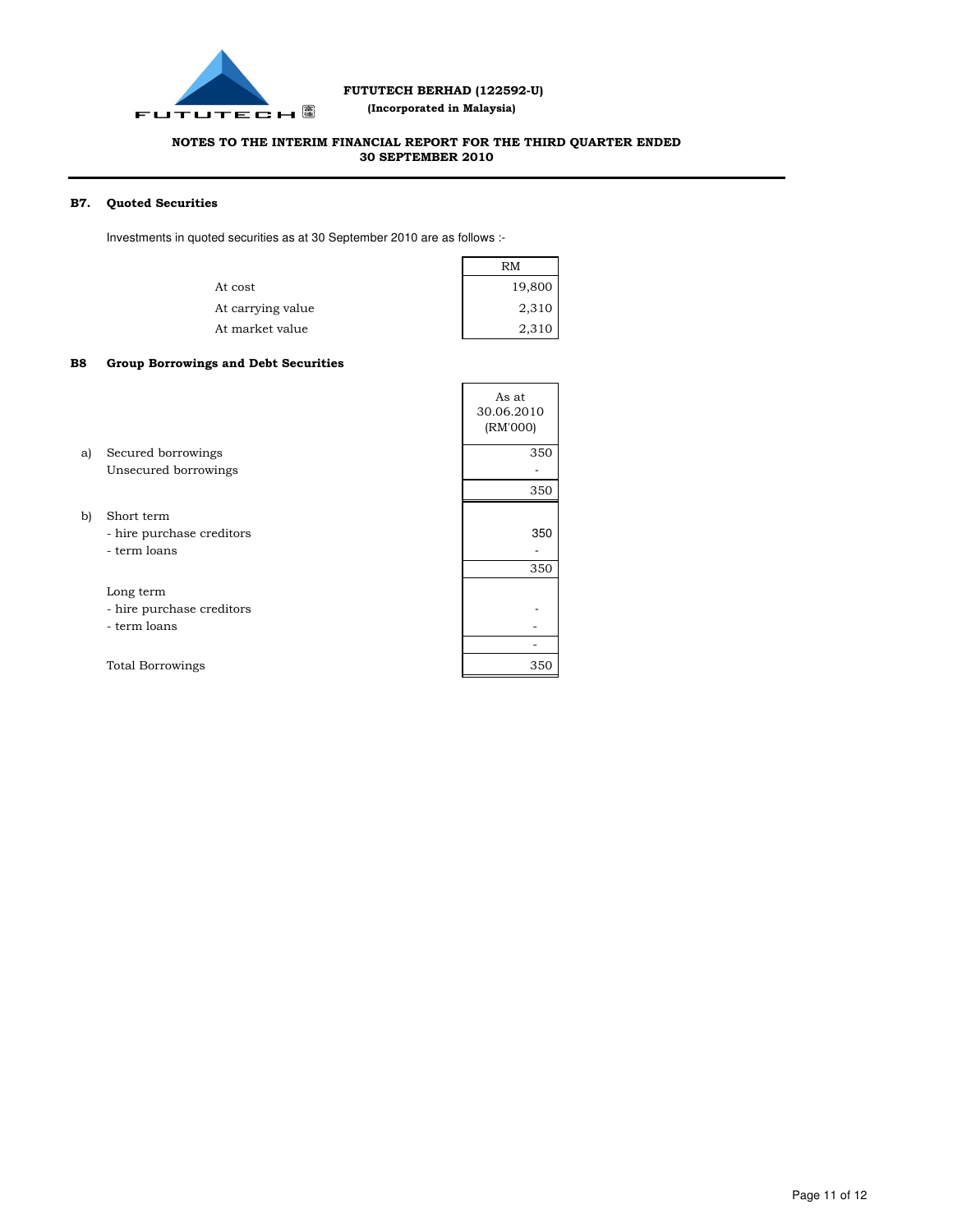**FUTUTECH BERHAD (122592-U)**
**(Incorporated in Malaysia)**

**NOTES TO THE INTERIM FINANCIAL REPORT FOR THE THIRD QUARTER ENDED 30 SEPTEMBER 2010**

### B7. Quoted Securities

Investments in quoted securities as at 30 September 2010 are as follows :-

| | RM |
|---|---|
| At cost | 19,800 |
| At carrying value | 2,310 |
| At market value | 2,310 |

### B8 Group Borrowings and Debt Securities

| | | As at 30.06.2010 (RM'000) |
|---|---|---|
| a) | Secured borrowings | 350 |
| | Unsecured borrowings | - |
| | | 350 |
| b) | Short term | |
| | - hire purchase creditors | 350 |
| | - term loans | - |
| | | 350 |
| | Long term | |
| | - hire purchase creditors | - |
| | - term loans | - |
| | | - |
| | Total Borrowings | 350 |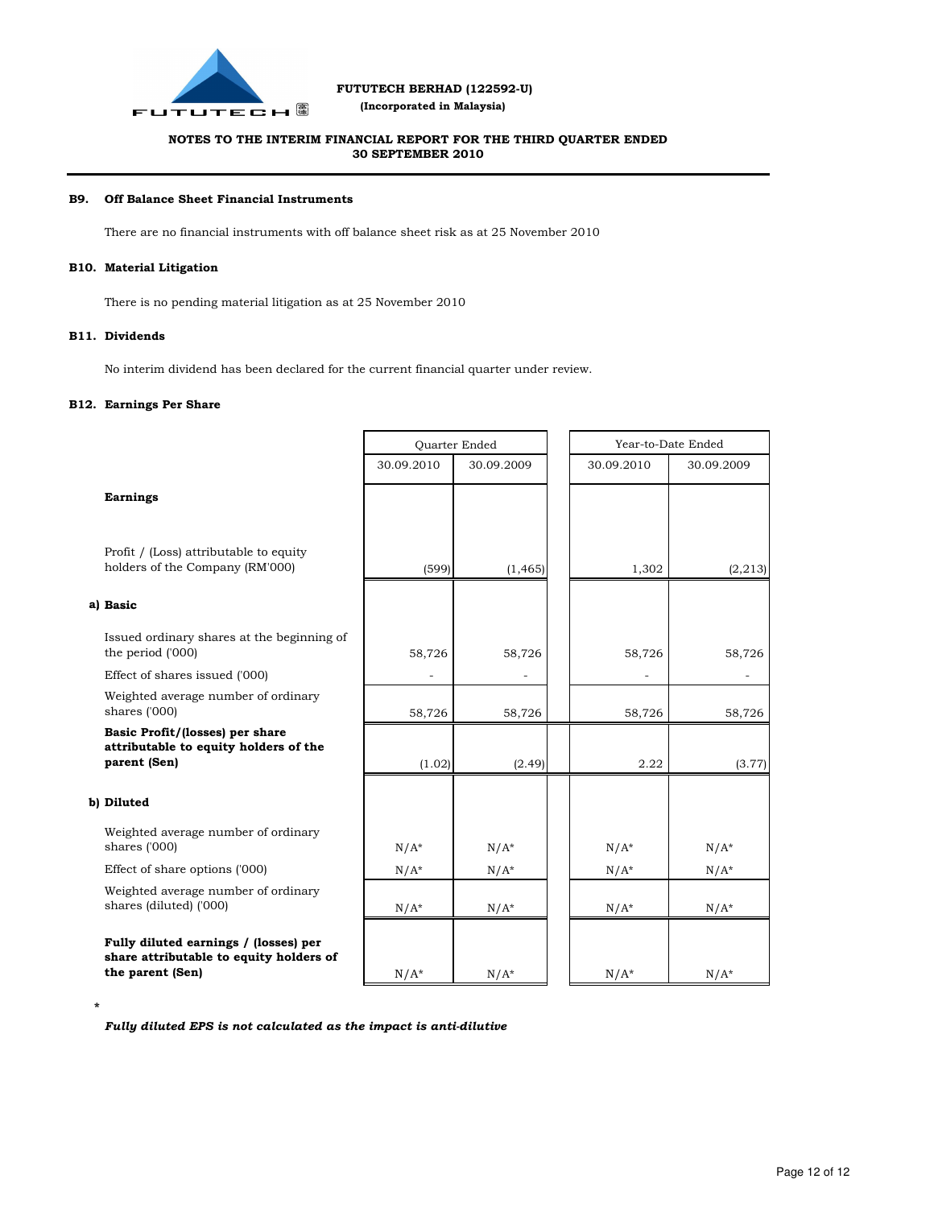**FUTUTECH BERHAD (122592-U)**
**(Incorporated in Malaysia)**

**NOTES TO THE INTERIM FINANCIAL REPORT FOR THE THIRD QUARTER ENDED 30 SEPTEMBER 2010**

### B9. Off Balance Sheet Financial Instruments

There are no financial instruments with off balance sheet risk as at 25 November 2010

### B10. Material Litigation

There is no pending material litigation as at 25 November 2010

### B11. Dividends

No interim dividend has been declared for the current financial quarter under review.

### B12. Earnings Per Share

| | Quarter Ended | | Year-to-Date Ended | |
|---|---|---|---|---|
| | 30.09.2010 | 30.09.2009 | 30.09.2010 | 30.09.2009 |
| **Earnings** | | | | |
| Profit / (Loss) attributable to equity holders of the Company (RM'000) | (599) | (1,465) | 1,302 | (2,213) |
| **a) Basic** | | | | |
| Issued ordinary shares at the beginning of the period ('000) | 58,726 | 58,726 | 58,726 | 58,726 |
| Effect of shares issued ('000) | - | - | - | - |
| Weighted average number of ordinary shares ('000) | 58,726 | 58,726 | 58,726 | 58,726 |
| **Basic Profit/(losses) per share attributable to equity holders of the parent (Sen)** | (1.02) | (2.49) | 2.22 | (3.77) |
| **b) Diluted** | | | | |
| Weighted average number of ordinary shares ('000) | N/A* | N/A* | N/A* | N/A* |
| Effect of share options ('000) | N/A* | N/A* | N/A* | N/A* |
| Weighted average number of ordinary shares (diluted) ('000) | N/A* | N/A* | N/A* | N/A* |
| **Fully diluted earnings / (losses) per share attributable to equity holders of the parent (Sen)** | N/A* | N/A* | N/A* | N/A* |

\* *Fully diluted EPS is not calculated as the impact is anti-dilutive*